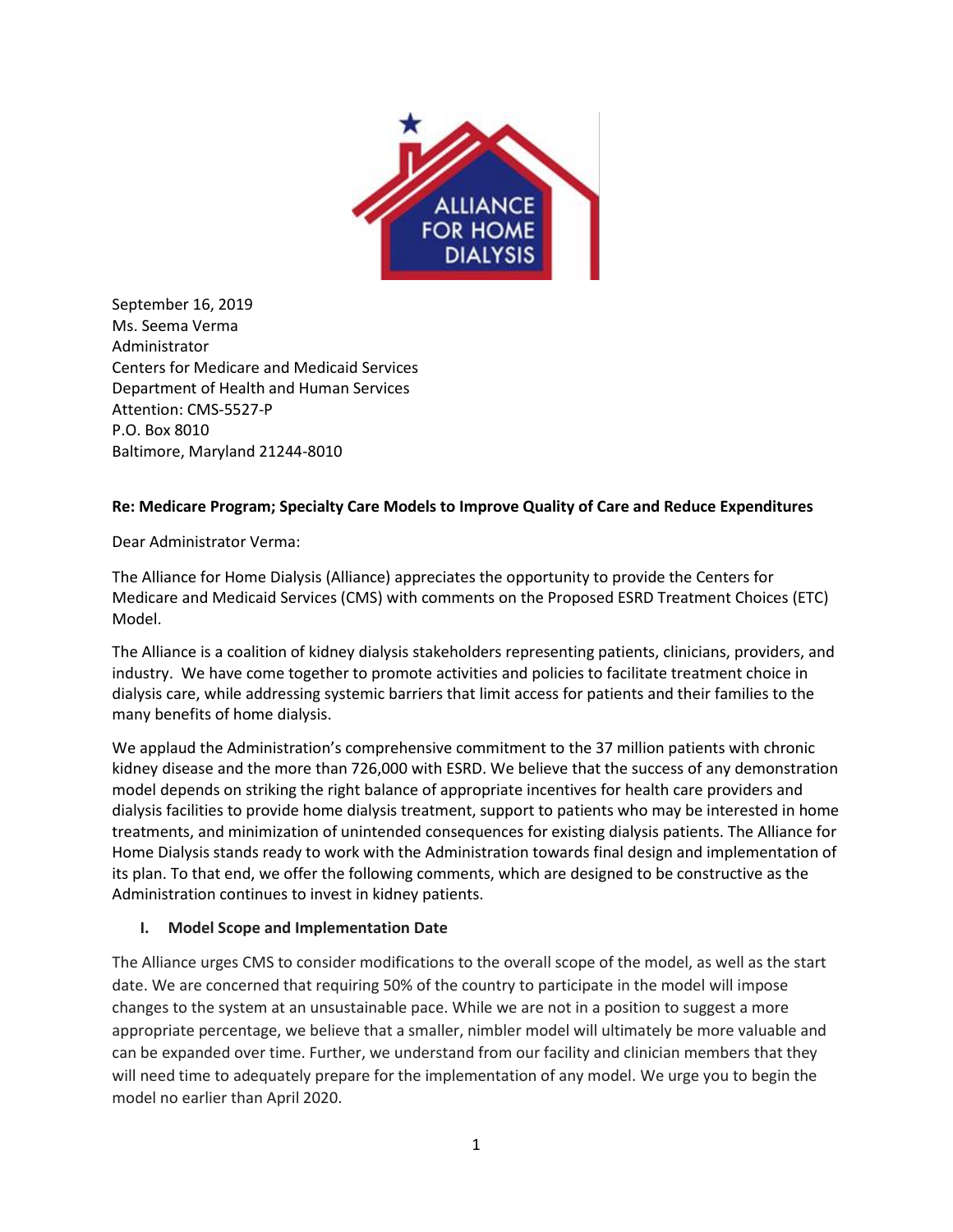ALLIANCE FOR HOME DIALYSIS

September 16, 2019
Ms. Seema Verma
Administrator
Centers for Medicare and Medicaid Services
Department of Health and Human Services
Attention: CMS-5527-P
P.O. Box 8010
Baltimore, Maryland 21244-8010

**Re: Medicare Program; Specialty Care Models to Improve Quality of Care and Reduce Expenditures**

Dear Administrator Verma:

The Alliance for Home Dialysis (Alliance) appreciates the opportunity to provide the Centers for Medicare and Medicaid Services (CMS) with comments on the Proposed ESRD Treatment Choices (ETC) Model.

The Alliance is a coalition of kidney dialysis stakeholders representing patients, clinicians, providers, and industry. We have come together to promote activities and policies to facilitate treatment choice in dialysis care, while addressing systemic barriers that limit access for patients and their families to the many benefits of home dialysis.

We applaud the Administration's comprehensive commitment to the 37 million patients with chronic kidney disease and the more than 726,000 with ESRD. We believe that the success of any demonstration model depends on striking the right balance of appropriate incentives for health care providers and dialysis facilities to provide home dialysis treatment, support to patients who may be interested in home treatments, and minimization of unintended consequences for existing dialysis patients. The Alliance for Home Dialysis stands ready to work with the Administration towards final design and implementation of its plan. To that end, we offer the following comments, which are designed to be constructive as the Administration continues to invest in kidney patients.

## I. Model Scope and Implementation Date

The Alliance urges CMS to consider modifications to the overall scope of the model, as well as the start date. We are concerned that requiring 50% of the country to participate in the model will impose changes to the system at an unsustainable pace. While we are not in a position to suggest a more appropriate percentage, we believe that a smaller, nimbler model will ultimately be more valuable and can be expanded over time. Further, we understand from our facility and clinician members that they will need time to adequately prepare for the implementation of any model. We urge you to begin the model no earlier than April 2020.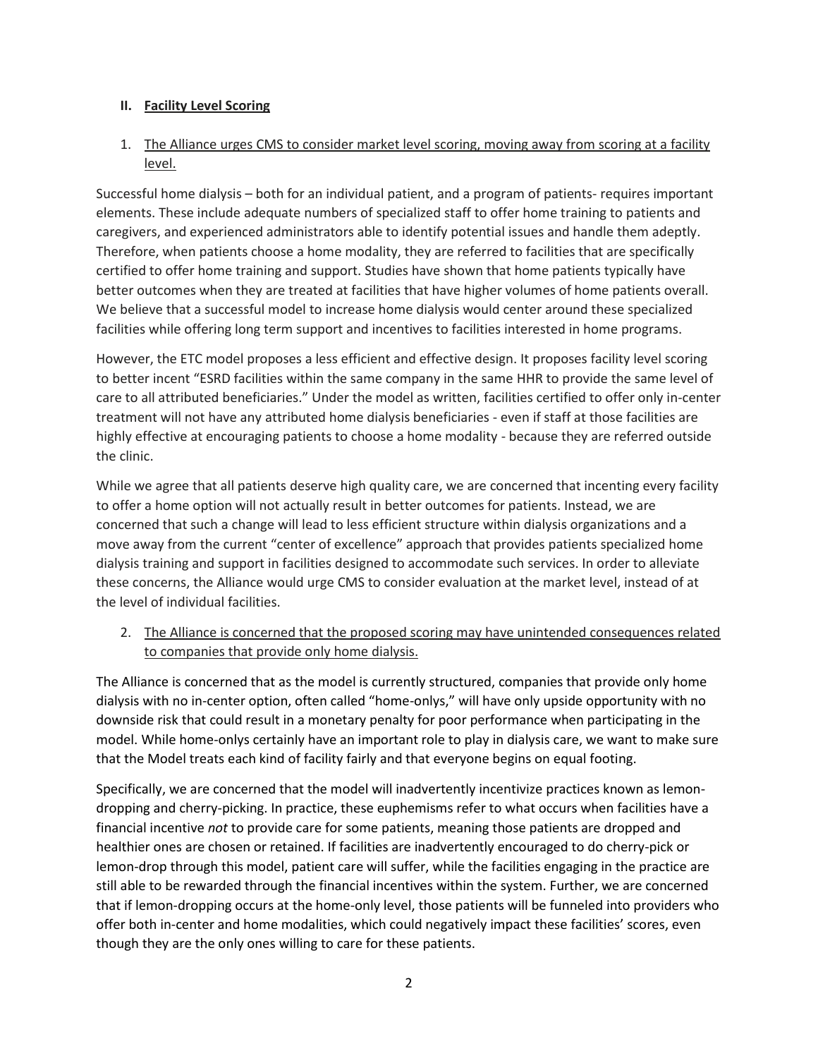## II. Facility Level Scoring

1. The Alliance urges CMS to consider market level scoring, moving away from scoring at a facility level.

Successful home dialysis – both for an individual patient, and a program of patients- requires important elements. These include adequate numbers of specialized staff to offer home training to patients and caregivers, and experienced administrators able to identify potential issues and handle them adeptly. Therefore, when patients choose a home modality, they are referred to facilities that are specifically certified to offer home training and support. Studies have shown that home patients typically have better outcomes when they are treated at facilities that have higher volumes of home patients overall. We believe that a successful model to increase home dialysis would center around these specialized facilities while offering long term support and incentives to facilities interested in home programs.

However, the ETC model proposes a less efficient and effective design. It proposes facility level scoring to better incent "ESRD facilities within the same company in the same HHR to provide the same level of care to all attributed beneficiaries." Under the model as written, facilities certified to offer only in-center treatment will not have any attributed home dialysis beneficiaries - even if staff at those facilities are highly effective at encouraging patients to choose a home modality - because they are referred outside the clinic.

While we agree that all patients deserve high quality care, we are concerned that incenting every facility to offer a home option will not actually result in better outcomes for patients. Instead, we are concerned that such a change will lead to less efficient structure within dialysis organizations and a move away from the current "center of excellence" approach that provides patients specialized home dialysis training and support in facilities designed to accommodate such services. In order to alleviate these concerns, the Alliance would urge CMS to consider evaluation at the market level, instead of at the level of individual facilities.

2. The Alliance is concerned that the proposed scoring may have unintended consequences related to companies that provide only home dialysis.

The Alliance is concerned that as the model is currently structured, companies that provide only home dialysis with no in-center option, often called "home-onlys," will have only upside opportunity with no downside risk that could result in a monetary penalty for poor performance when participating in the model. While home-onlys certainly have an important role to play in dialysis care, we want to make sure that the Model treats each kind of facility fairly and that everyone begins on equal footing.

Specifically, we are concerned that the model will inadvertently incentivize practices known as lemon-dropping and cherry-picking. In practice, these euphemisms refer to what occurs when facilities have a financial incentive *not* to provide care for some patients, meaning those patients are dropped and healthier ones are chosen or retained. If facilities are inadvertently encouraged to do cherry-pick or lemon-drop through this model, patient care will suffer, while the facilities engaging in the practice are still able to be rewarded through the financial incentives within the system. Further, we are concerned that if lemon-dropping occurs at the home-only level, those patients will be funneled into providers who offer both in-center and home modalities, which could negatively impact these facilities' scores, even though they are the only ones willing to care for these patients.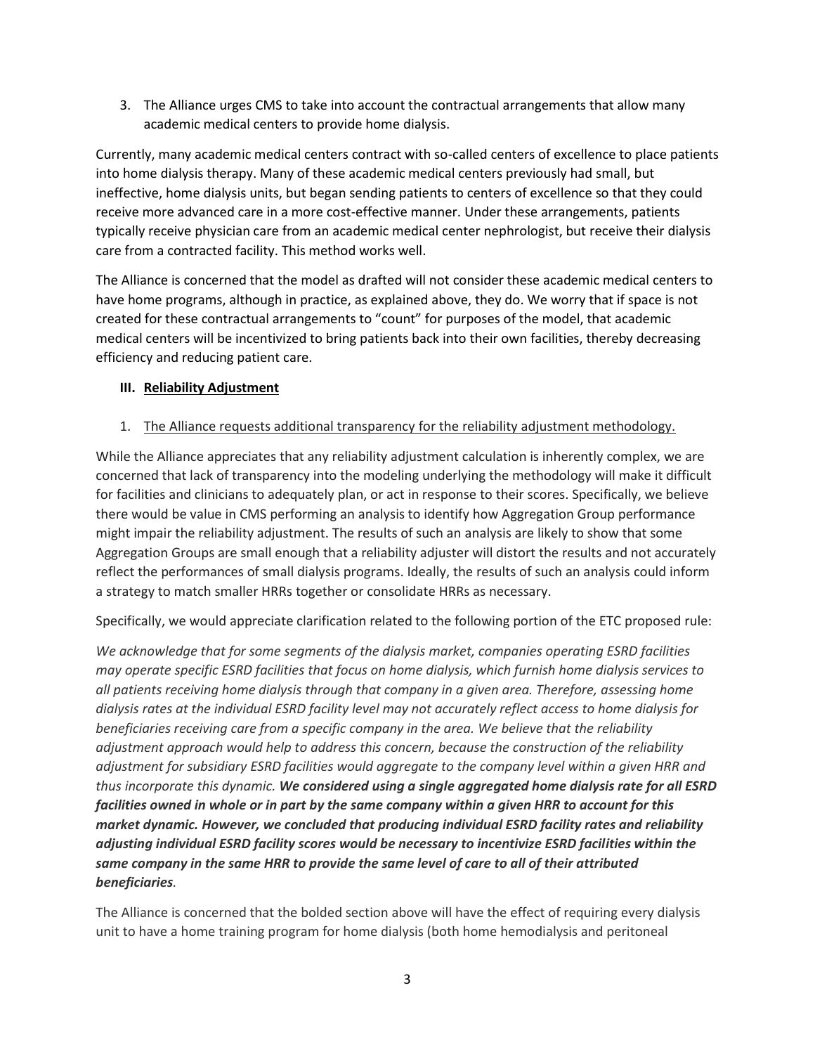3. The Alliance urges CMS to take into account the contractual arrangements that allow many academic medical centers to provide home dialysis.

Currently, many academic medical centers contract with so-called centers of excellence to place patients into home dialysis therapy. Many of these academic medical centers previously had small, but ineffective, home dialysis units, but began sending patients to centers of excellence so that they could receive more advanced care in a more cost-effective manner. Under these arrangements, patients typically receive physician care from an academic medical center nephrologist, but receive their dialysis care from a contracted facility. This method works well.

The Alliance is concerned that the model as drafted will not consider these academic medical centers to have home programs, although in practice, as explained above, they do. We worry that if space is not created for these contractual arrangements to "count" for purposes of the model, that academic medical centers will be incentivized to bring patients back into their own facilities, thereby decreasing efficiency and reducing patient care.

### III. Reliability Adjustment

1. The Alliance requests additional transparency for the reliability adjustment methodology.

While the Alliance appreciates that any reliability adjustment calculation is inherently complex, we are concerned that lack of transparency into the modeling underlying the methodology will make it difficult for facilities and clinicians to adequately plan, or act in response to their scores. Specifically, we believe there would be value in CMS performing an analysis to identify how Aggregation Group performance might impair the reliability adjustment. The results of such an analysis are likely to show that some Aggregation Groups are small enough that a reliability adjuster will distort the results and not accurately reflect the performances of small dialysis programs. Ideally, the results of such an analysis could inform a strategy to match smaller HRRs together or consolidate HRRs as necessary.

Specifically, we would appreciate clarification related to the following portion of the ETC proposed rule:

*We acknowledge that for some segments of the dialysis market, companies operating ESRD facilities may operate specific ESRD facilities that focus on home dialysis, which furnish home dialysis services to all patients receiving home dialysis through that company in a given area. Therefore, assessing home dialysis rates at the individual ESRD facility level may not accurately reflect access to home dialysis for beneficiaries receiving care from a specific company in the area. We believe that the reliability adjustment approach would help to address this concern, because the construction of the reliability adjustment for subsidiary ESRD facilities would aggregate to the company level within a given HRR and thus incorporate this dynamic.* ***We considered using a single aggregated home dialysis rate for all ESRD facilities owned in whole or in part by the same company within a given HRR to account for this market dynamic. However, we concluded that producing individual ESRD facility rates and reliability adjusting individual ESRD facility scores would be necessary to incentivize ESRD facilities within the same company in the same HRR to provide the same level of care to all of their attributed beneficiaries****.*

The Alliance is concerned that the bolded section above will have the effect of requiring every dialysis unit to have a home training program for home dialysis (both home hemodialysis and peritoneal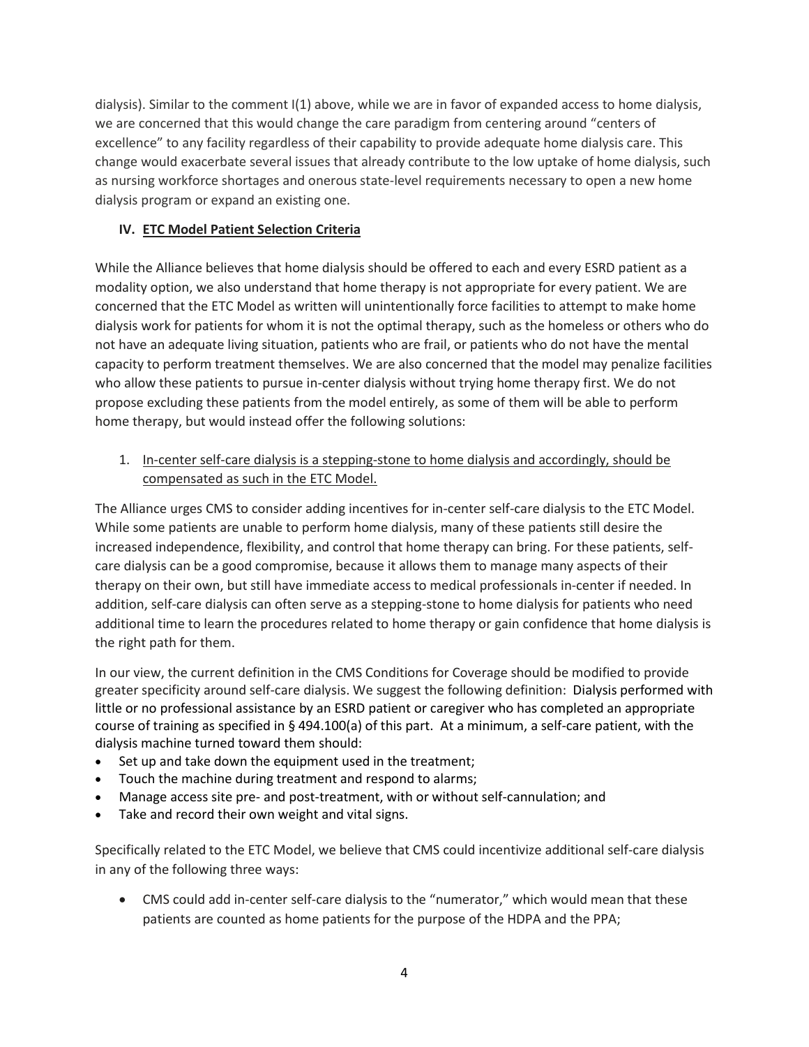dialysis). Similar to the comment I(1) above, while we are in favor of expanded access to home dialysis, we are concerned that this would change the care paradigm from centering around "centers of excellence" to any facility regardless of their capability to provide adequate home dialysis care. This change would exacerbate several issues that already contribute to the low uptake of home dialysis, such as nursing workforce shortages and onerous state-level requirements necessary to open a new home dialysis program or expand an existing one.

## IV. ETC Model Patient Selection Criteria

While the Alliance believes that home dialysis should be offered to each and every ESRD patient as a modality option, we also understand that home therapy is not appropriate for every patient. We are concerned that the ETC Model as written will unintentionally force facilities to attempt to make home dialysis work for patients for whom it is not the optimal therapy, such as the homeless or others who do not have an adequate living situation, patients who are frail, or patients who do not have the mental capacity to perform treatment themselves. We are also concerned that the model may penalize facilities who allow these patients to pursue in-center dialysis without trying home therapy first. We do not propose excluding these patients from the model entirely, as some of them will be able to perform home therapy, but would instead offer the following solutions:

1. In-center self-care dialysis is a stepping-stone to home dialysis and accordingly, should be compensated as such in the ETC Model.

The Alliance urges CMS to consider adding incentives for in-center self-care dialysis to the ETC Model. While some patients are unable to perform home dialysis, many of these patients still desire the increased independence, flexibility, and control that home therapy can bring. For these patients, self-care dialysis can be a good compromise, because it allows them to manage many aspects of their therapy on their own, but still have immediate access to medical professionals in-center if needed. In addition, self-care dialysis can often serve as a stepping-stone to home dialysis for patients who need additional time to learn the procedures related to home therapy or gain confidence that home dialysis is the right path for them.

In our view, the current definition in the CMS Conditions for Coverage should be modified to provide greater specificity around self-care dialysis. We suggest the following definition: Dialysis performed with little or no professional assistance by an ESRD patient or caregiver who has completed an appropriate course of training as specified in § 494.100(a) of this part. At a minimum, a self-care patient, with the dialysis machine turned toward them should:

- Set up and take down the equipment used in the treatment;
- Touch the machine during treatment and respond to alarms;
- Manage access site pre- and post-treatment, with or without self-cannulation; and
- Take and record their own weight and vital signs.

Specifically related to the ETC Model, we believe that CMS could incentivize additional self-care dialysis in any of the following three ways:

- CMS could add in-center self-care dialysis to the "numerator," which would mean that these patients are counted as home patients for the purpose of the HDPA and the PPA;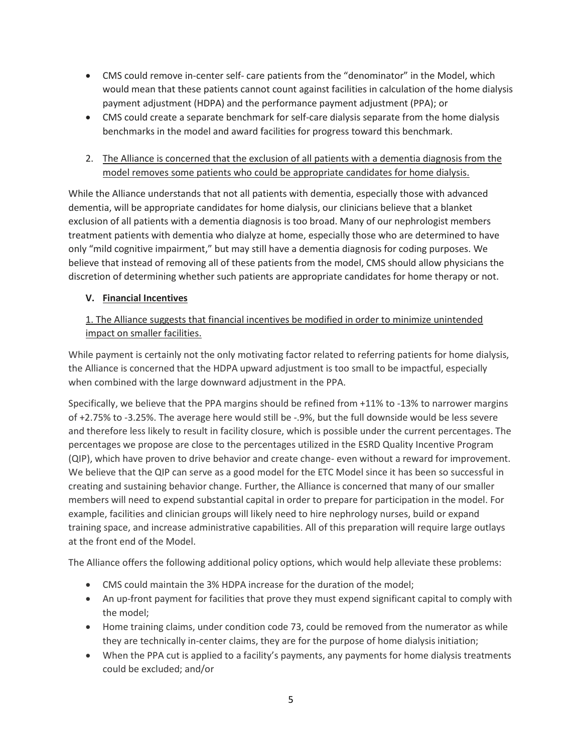- CMS could remove in-center self- care patients from the "denominator" in the Model, which would mean that these patients cannot count against facilities in calculation of the home dialysis payment adjustment (HDPA) and the performance payment adjustment (PPA); or
- CMS could create a separate benchmark for self-care dialysis separate from the home dialysis benchmarks in the model and award facilities for progress toward this benchmark.

2. <u>The Alliance is concerned that the exclusion of all patients with a dementia diagnosis from the model removes some patients who could be appropriate candidates for home dialysis.</u>

While the Alliance understands that not all patients with dementia, especially those with advanced dementia, will be appropriate candidates for home dialysis, our clinicians believe that a blanket exclusion of all patients with a dementia diagnosis is too broad. Many of our nephrologist members treatment patients with dementia who dialyze at home, especially those who are determined to have only "mild cognitive impairment," but may still have a dementia diagnosis for coding purposes. We believe that instead of removing all of these patients from the model, CMS should allow physicians the discretion of determining whether such patients are appropriate candidates for home therapy or not.

## V. <u>Financial Incentives</u>

<u>1. The Alliance suggests that financial incentives be modified in order to minimize unintended impact on smaller facilities.</u>

While payment is certainly not the only motivating factor related to referring patients for home dialysis, the Alliance is concerned that the HDPA upward adjustment is too small to be impactful, especially when combined with the large downward adjustment in the PPA.

Specifically, we believe that the PPA margins should be refined from +11% to -13% to narrower margins of +2.75% to -3.25%. The average here would still be -.9%, but the full downside would be less severe and therefore less likely to result in facility closure, which is possible under the current percentages. The percentages we propose are close to the percentages utilized in the ESRD Quality Incentive Program (QIP), which have proven to drive behavior and create change- even without a reward for improvement. We believe that the QIP can serve as a good model for the ETC Model since it has been so successful in creating and sustaining behavior change. Further, the Alliance is concerned that many of our smaller members will need to expend substantial capital in order to prepare for participation in the model. For example, facilities and clinician groups will likely need to hire nephrology nurses, build or expand training space, and increase administrative capabilities. All of this preparation will require large outlays at the front end of the Model.

The Alliance offers the following additional policy options, which would help alleviate these problems:

- CMS could maintain the 3% HDPA increase for the duration of the model;
- An up-front payment for facilities that prove they must expend significant capital to comply with the model;
- Home training claims, under condition code 73, could be removed from the numerator as while they are technically in-center claims, they are for the purpose of home dialysis initiation;
- When the PPA cut is applied to a facility's payments, any payments for home dialysis treatments could be excluded; and/or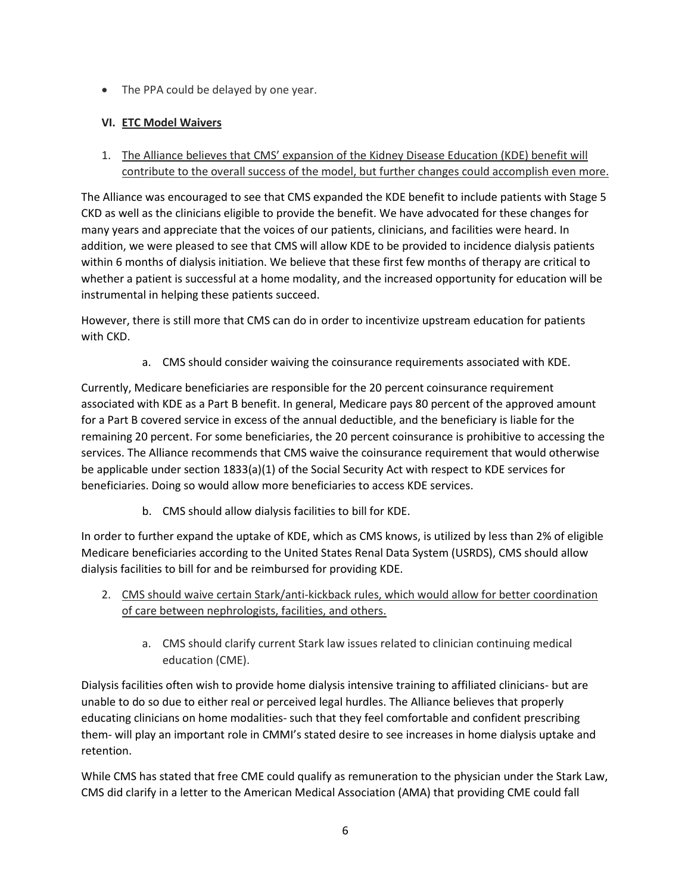- The PPA could be delayed by one year.

### VI. <u>ETC Model Waivers</u>

1. <u>The Alliance believes that CMS' expansion of the Kidney Disease Education (KDE) benefit will contribute to the overall success of the model, but further changes could accomplish even more.</u>

The Alliance was encouraged to see that CMS expanded the KDE benefit to include patients with Stage 5 CKD as well as the clinicians eligible to provide the benefit. We have advocated for these changes for many years and appreciate that the voices of our patients, clinicians, and facilities were heard. In addition, we were pleased to see that CMS will allow KDE to be provided to incidence dialysis patients within 6 months of dialysis initiation. We believe that these first few months of therapy are critical to whether a patient is successful at a home modality, and the increased opportunity for education will be instrumental in helping these patients succeed.

However, there is still more that CMS can do in order to incentivize upstream education for patients with CKD.

   a. CMS should consider waiving the coinsurance requirements associated with KDE.

Currently, Medicare beneficiaries are responsible for the 20 percent coinsurance requirement associated with KDE as a Part B benefit. In general, Medicare pays 80 percent of the approved amount for a Part B covered service in excess of the annual deductible, and the beneficiary is liable for the remaining 20 percent. For some beneficiaries, the 20 percent coinsurance is prohibitive to accessing the services. The Alliance recommends that CMS waive the coinsurance requirement that would otherwise be applicable under section 1833(a)(1) of the Social Security Act with respect to KDE services for beneficiaries. Doing so would allow more beneficiaries to access KDE services.

   b. CMS should allow dialysis facilities to bill for KDE.

In order to further expand the uptake of KDE, which as CMS knows, is utilized by less than 2% of eligible Medicare beneficiaries according to the United States Renal Data System (USRDS), CMS should allow dialysis facilities to bill for and be reimbursed for providing KDE.

2. <u>CMS should waive certain Stark/anti-kickback rules, which would allow for better coordination of care between nephrologists, facilities, and others.</u>

   a. CMS should clarify current Stark law issues related to clinician continuing medical education (CME).

Dialysis facilities often wish to provide home dialysis intensive training to affiliated clinicians- but are unable to do so due to either real or perceived legal hurdles. The Alliance believes that properly educating clinicians on home modalities- such that they feel comfortable and confident prescribing them- will play an important role in CMMI's stated desire to see increases in home dialysis uptake and retention.

While CMS has stated that free CME could qualify as remuneration to the physician under the Stark Law, CMS did clarify in a letter to the American Medical Association (AMA) that providing CME could fall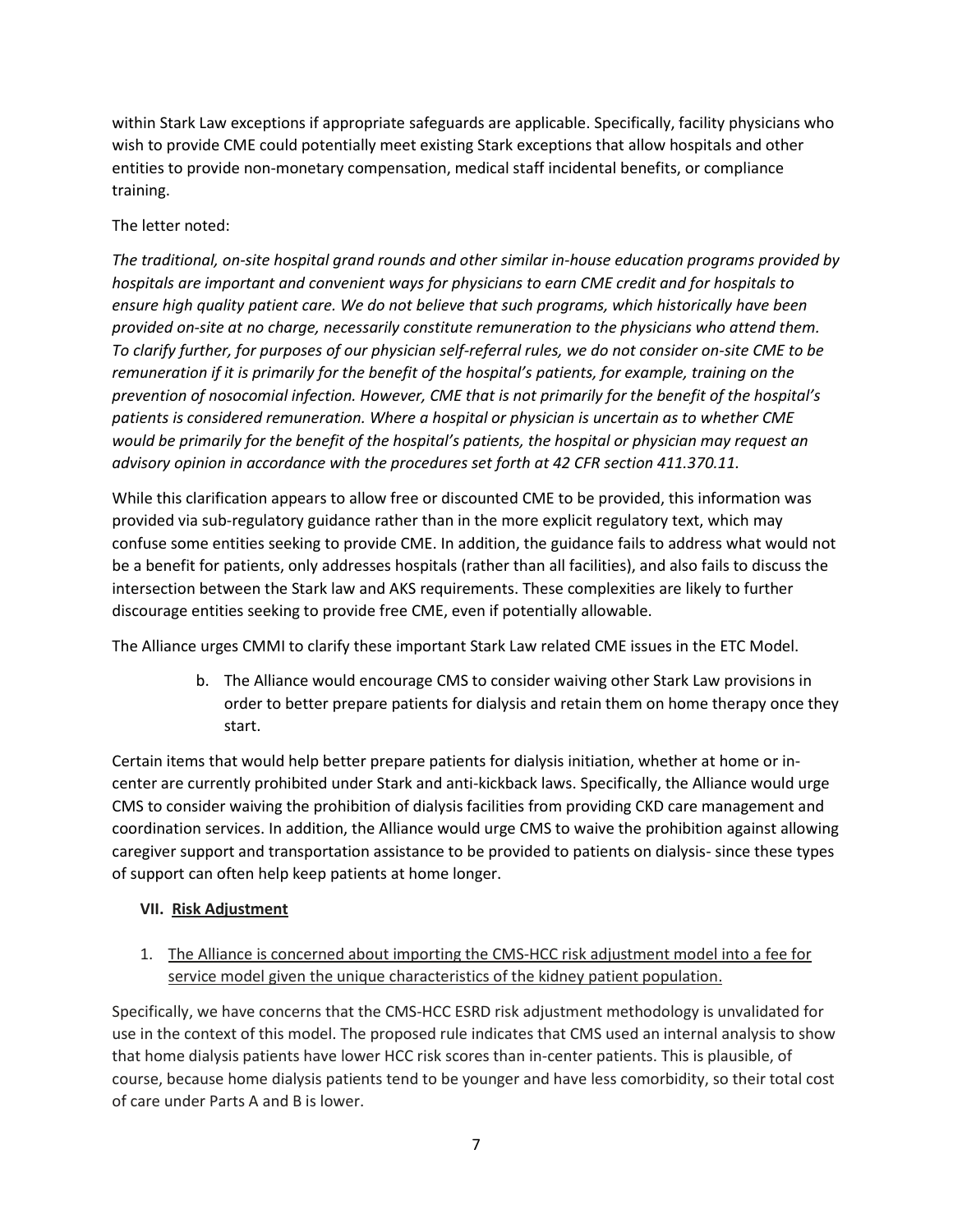within Stark Law exceptions if appropriate safeguards are applicable. Specifically, facility physicians who wish to provide CME could potentially meet existing Stark exceptions that allow hospitals and other entities to provide non-monetary compensation, medical staff incidental benefits, or compliance training.

The letter noted:

*The traditional, on-site hospital grand rounds and other similar in-house education programs provided by hospitals are important and convenient ways for physicians to earn CME credit and for hospitals to ensure high quality patient care. We do not believe that such programs, which historically have been provided on-site at no charge, necessarily constitute remuneration to the physicians who attend them. To clarify further, for purposes of our physician self-referral rules, we do not consider on-site CME to be remuneration if it is primarily for the benefit of the hospital's patients, for example, training on the prevention of nosocomial infection. However, CME that is not primarily for the benefit of the hospital's patients is considered remuneration. Where a hospital or physician is uncertain as to whether CME would be primarily for the benefit of the hospital's patients, the hospital or physician may request an advisory opinion in accordance with the procedures set forth at 42 CFR section 411.370.11.*

While this clarification appears to allow free or discounted CME to be provided, this information was provided via sub-regulatory guidance rather than in the more explicit regulatory text, which may confuse some entities seeking to provide CME. In addition, the guidance fails to address what would not be a benefit for patients, only addresses hospitals (rather than all facilities), and also fails to discuss the intersection between the Stark law and AKS requirements. These complexities are likely to further discourage entities seeking to provide free CME, even if potentially allowable.

The Alliance urges CMMI to clarify these important Stark Law related CME issues in the ETC Model.

b. The Alliance would encourage CMS to consider waiving other Stark Law provisions in order to better prepare patients for dialysis and retain them on home therapy once they start.

Certain items that would help better prepare patients for dialysis initiation, whether at home or in-center are currently prohibited under Stark and anti-kickback laws. Specifically, the Alliance would urge CMS to consider waiving the prohibition of dialysis facilities from providing CKD care management and coordination services. In addition, the Alliance would urge CMS to waive the prohibition against allowing caregiver support and transportation assistance to be provided to patients on dialysis- since these types of support can often help keep patients at home longer.

## VII. Risk Adjustment

1. The Alliance is concerned about importing the CMS-HCC risk adjustment model into a fee for service model given the unique characteristics of the kidney patient population.

Specifically, we have concerns that the CMS-HCC ESRD risk adjustment methodology is unvalidated for use in the context of this model. The proposed rule indicates that CMS used an internal analysis to show that home dialysis patients have lower HCC risk scores than in-center patients. This is plausible, of course, because home dialysis patients tend to be younger and have less comorbidity, so their total cost of care under Parts A and B is lower.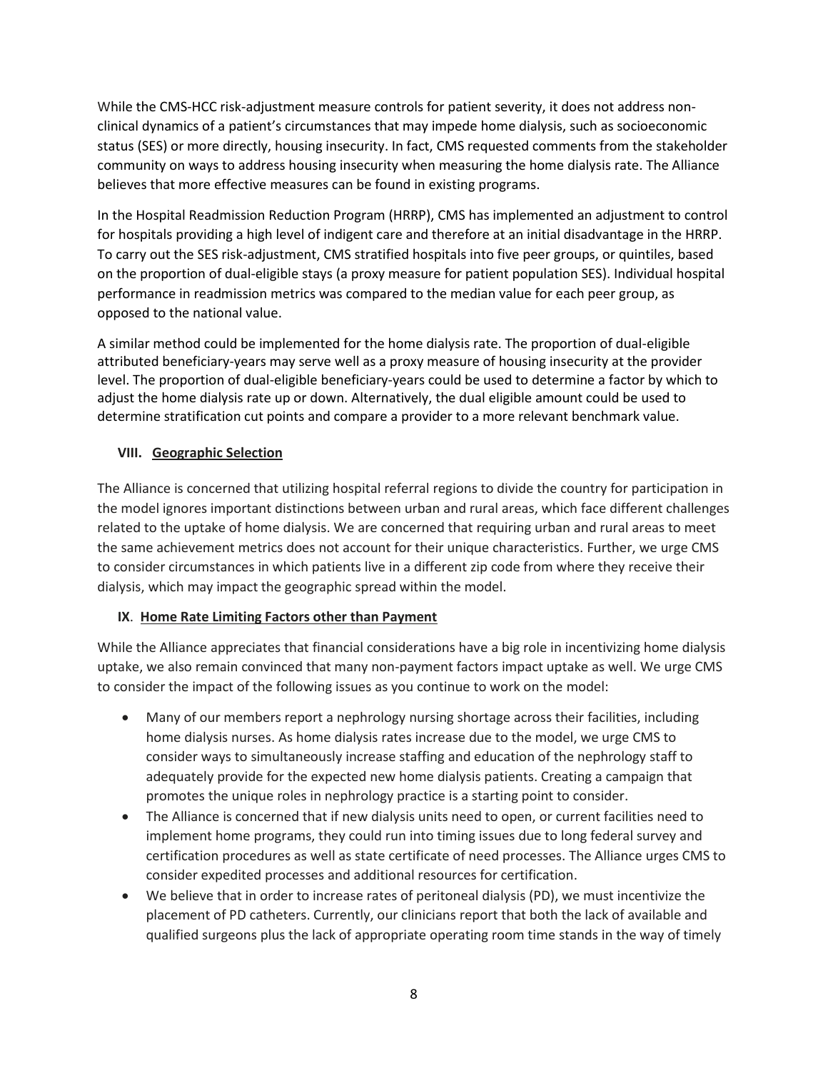While the CMS-HCC risk-adjustment measure controls for patient severity, it does not address non-clinical dynamics of a patient's circumstances that may impede home dialysis, such as socioeconomic status (SES) or more directly, housing insecurity. In fact, CMS requested comments from the stakeholder community on ways to address housing insecurity when measuring the home dialysis rate. The Alliance believes that more effective measures can be found in existing programs.

In the Hospital Readmission Reduction Program (HRRP), CMS has implemented an adjustment to control for hospitals providing a high level of indigent care and therefore at an initial disadvantage in the HRRP. To carry out the SES risk-adjustment, CMS stratified hospitals into five peer groups, or quintiles, based on the proportion of dual-eligible stays (a proxy measure for patient population SES). Individual hospital performance in readmission metrics was compared to the median value for each peer group, as opposed to the national value.

A similar method could be implemented for the home dialysis rate. The proportion of dual-eligible attributed beneficiary-years may serve well as a proxy measure of housing insecurity at the provider level. The proportion of dual-eligible beneficiary-years could be used to determine a factor by which to adjust the home dialysis rate up or down. Alternatively, the dual eligible amount could be used to determine stratification cut points and compare a provider to a more relevant benchmark value.

### VIII. Geographic Selection

The Alliance is concerned that utilizing hospital referral regions to divide the country for participation in the model ignores important distinctions between urban and rural areas, which face different challenges related to the uptake of home dialysis. We are concerned that requiring urban and rural areas to meet the same achievement metrics does not account for their unique characteristics. Further, we urge CMS to consider circumstances in which patients live in a different zip code from where they receive their dialysis, which may impact the geographic spread within the model.

### IX. Home Rate Limiting Factors other than Payment

While the Alliance appreciates that financial considerations have a big role in incentivizing home dialysis uptake, we also remain convinced that many non-payment factors impact uptake as well. We urge CMS to consider the impact of the following issues as you continue to work on the model:

- Many of our members report a nephrology nursing shortage across their facilities, including home dialysis nurses. As home dialysis rates increase due to the model, we urge CMS to consider ways to simultaneously increase staffing and education of the nephrology staff to adequately provide for the expected new home dialysis patients. Creating a campaign that promotes the unique roles in nephrology practice is a starting point to consider.
- The Alliance is concerned that if new dialysis units need to open, or current facilities need to implement home programs, they could run into timing issues due to long federal survey and certification procedures as well as state certificate of need processes. The Alliance urges CMS to consider expedited processes and additional resources for certification.
- We believe that in order to increase rates of peritoneal dialysis (PD), we must incentivize the placement of PD catheters. Currently, our clinicians report that both the lack of available and qualified surgeons plus the lack of appropriate operating room time stands in the way of timely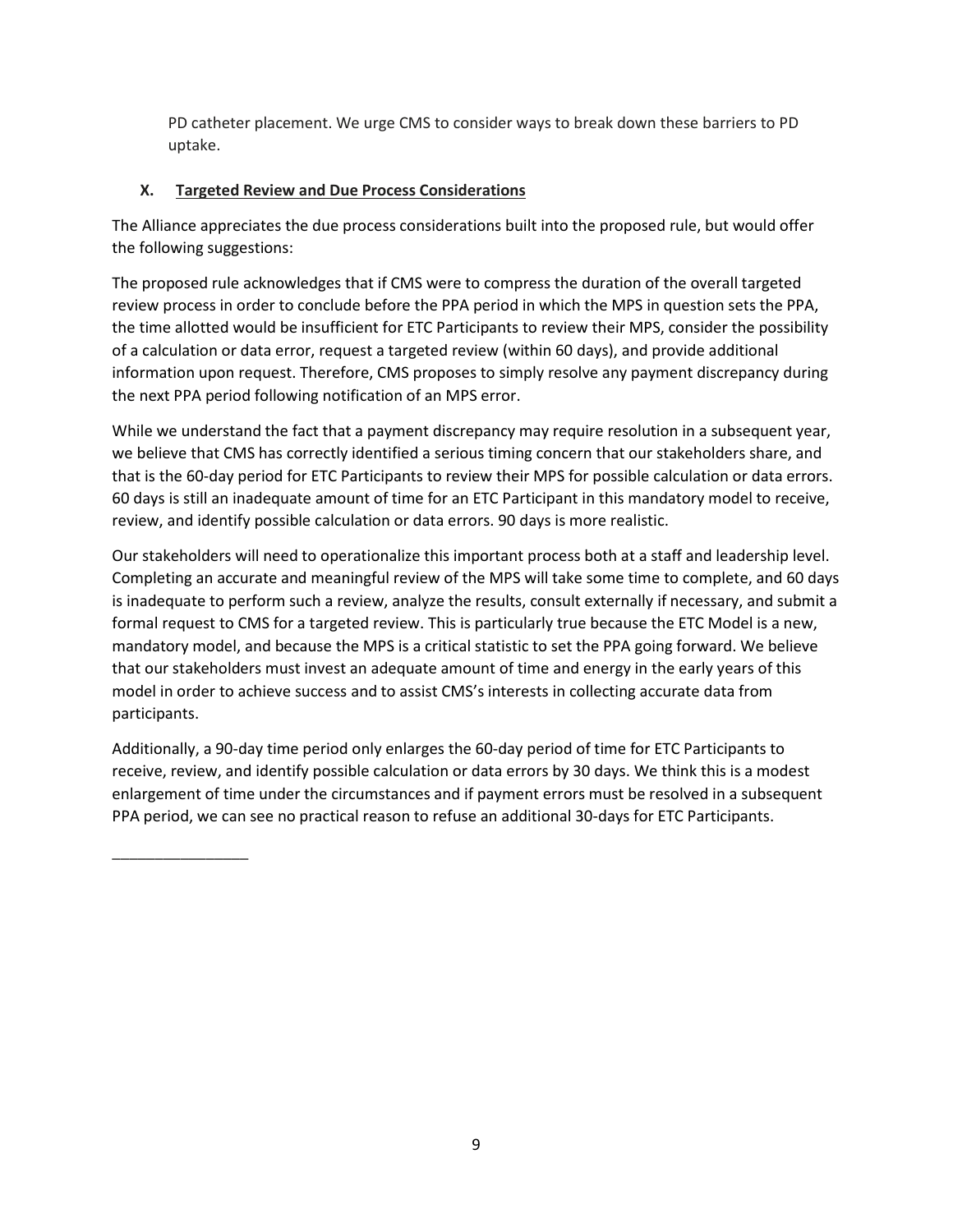PD catheter placement. We urge CMS to consider ways to break down these barriers to PD uptake.

## X. Targeted Review and Due Process Considerations

The Alliance appreciates the due process considerations built into the proposed rule, but would offer the following suggestions:

The proposed rule acknowledges that if CMS were to compress the duration of the overall targeted review process in order to conclude before the PPA period in which the MPS in question sets the PPA, the time allotted would be insufficient for ETC Participants to review their MPS, consider the possibility of a calculation or data error, request a targeted review (within 60 days), and provide additional information upon request. Therefore, CMS proposes to simply resolve any payment discrepancy during the next PPA period following notification of an MPS error.

While we understand the fact that a payment discrepancy may require resolution in a subsequent year, we believe that CMS has correctly identified a serious timing concern that our stakeholders share, and that is the 60-day period for ETC Participants to review their MPS for possible calculation or data errors. 60 days is still an inadequate amount of time for an ETC Participant in this mandatory model to receive, review, and identify possible calculation or data errors. 90 days is more realistic.

Our stakeholders will need to operationalize this important process both at a staff and leadership level. Completing an accurate and meaningful review of the MPS will take some time to complete, and 60 days is inadequate to perform such a review, analyze the results, consult externally if necessary, and submit a formal request to CMS for a targeted review. This is particularly true because the ETC Model is a new, mandatory model, and because the MPS is a critical statistic to set the PPA going forward. We believe that our stakeholders must invest an adequate amount of time and energy in the early years of this model in order to achieve success and to assist CMS's interests in collecting accurate data from participants.

Additionally, a 90-day time period only enlarges the 60-day period of time for ETC Participants to receive, review, and identify possible calculation or data errors by 30 days. We think this is a modest enlargement of time under the circumstances and if payment errors must be resolved in a subsequent PPA period, we can see no practical reason to refuse an additional 30-days for ETC Participants.

________________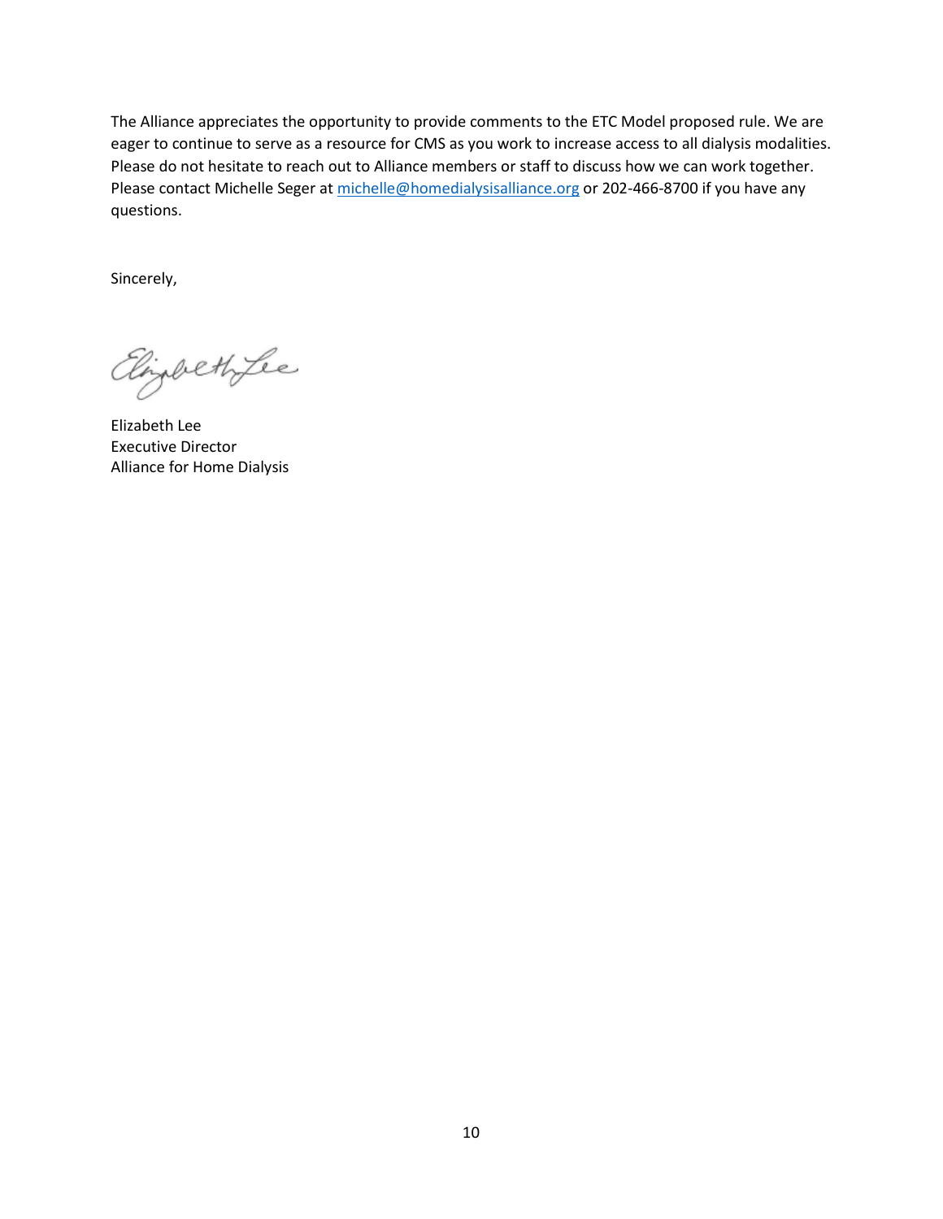The Alliance appreciates the opportunity to provide comments to the ETC Model proposed rule. We are eager to continue to serve as a resource for CMS as you work to increase access to all dialysis modalities. Please do not hesitate to reach out to Alliance members or staff to discuss how we can work together. Please contact Michelle Seger at michelle@homedialysisalliance.org or 202-466-8700 if you have any questions.

Sincerely,

Elizabeth Lee
Executive Director
Alliance for Home Dialysis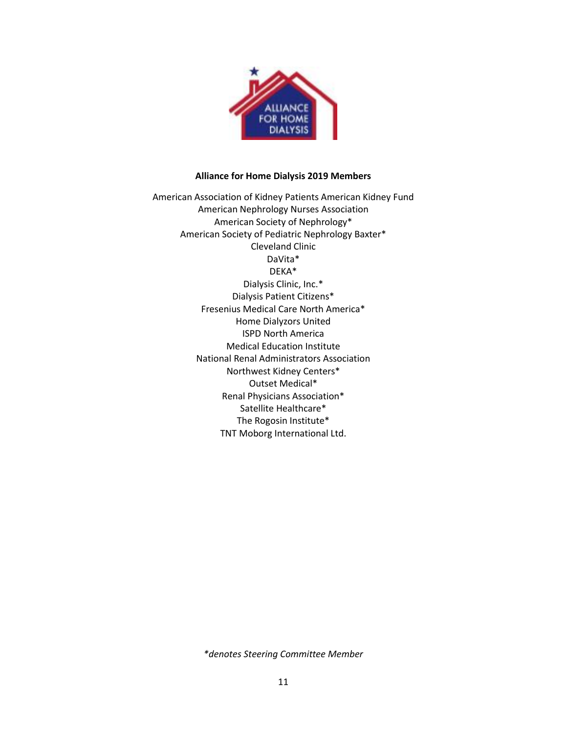**Alliance for Home Dialysis 2019 Members**

American Association of Kidney Patients American Kidney Fund
American Nephrology Nurses Association
American Society of Nephrology*
American Society of Pediatric Nephrology Baxter*
Cleveland Clinic
DaVita*
DEKA*
Dialysis Clinic, Inc.*
Dialysis Patient Citizens*
Fresenius Medical Care North America*
Home Dialyzors United
ISPD North America
Medical Education Institute
National Renal Administrators Association
Northwest Kidney Centers*
Outset Medical*
Renal Physicians Association*
Satellite Healthcare*
The Rogosin Institute*
TNT Moborg International Ltd.

*\*denotes Steering Committee Member*